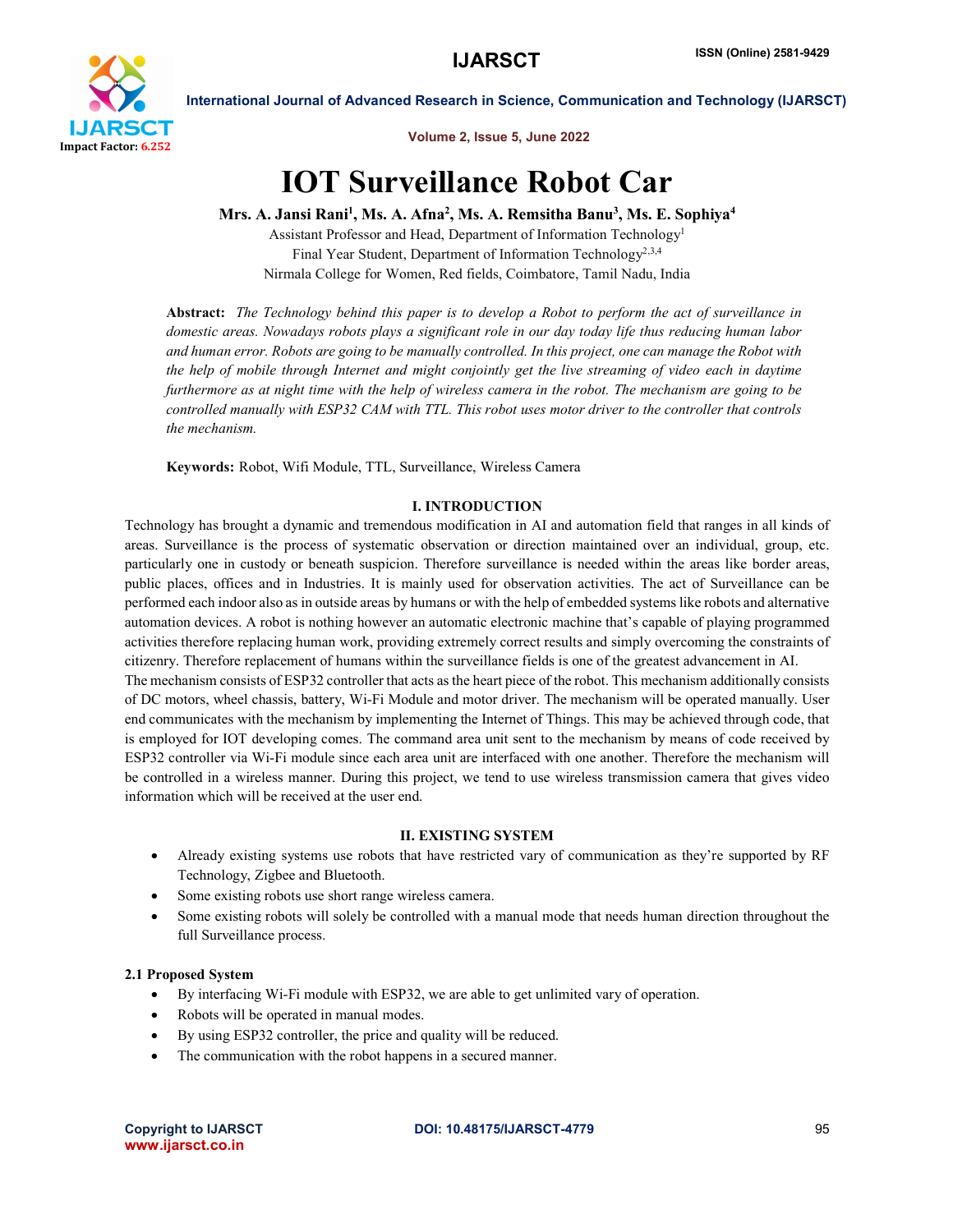# IOT Surveillance Robot Car

**Mrs. A. Jansi Rani[1], Ms. A. Afna[2], Ms. A. Remsitha Banu[3], Ms. E. Sophiya[4]**

Assistant Professor and Head, Department of Information Technology[1]

Final Year Student, Department of Information Technology[2,3,4]

Nirmala College for Women, Red fields, Coimbatore, Tamil Nadu, India

**Abstract:** *The Technology behind this paper is to develop a Robot to perform the act of surveillance in domestic areas. Nowadays robots plays a significant role in our day today life thus reducing human labor and human error. Robots are going to be manually controlled. In this project, one can manage the Robot with the help of mobile through Internet and might conjointly get the live streaming of video each in daytime furthermore as at night time with the help of wireless camera in the robot. The mechanism are going to be controlled manually with ESP32 CAM with TTL. This robot uses motor driver to the controller that controls the mechanism.*

**Keywords:** Robot, Wifi Module, TTL, Surveillance, Wireless Camera

## I. INTRODUCTION

Technology has brought a dynamic and tremendous modification in AI and automation field that ranges in all kinds of areas. Surveillance is the process of systematic observation or direction maintained over an individual, group, etc. particularly one in custody or beneath suspicion. Therefore surveillance is needed within the areas like border areas, public places, offices and in Industries. It is mainly used for observation activities. The act of Surveillance can be performed each indoor also as in outside areas by humans or with the help of embedded systems like robots and alternative automation devices. A robot is nothing however an automatic electronic machine that's capable of playing programmed activities therefore replacing human work, providing extremely correct results and simply overcoming the constraints of citizenry. Therefore replacement of humans within the surveillance fields is one of the greatest advancement in AI.

The mechanism consists of ESP32 controller that acts as the heart piece of the robot. This mechanism additionally consists of DC motors, wheel chassis, battery, Wi-Fi Module and motor driver. The mechanism will be operated manually. User end communicates with the mechanism by implementing the Internet of Things. This may be achieved through code, that is employed for IOT developing comes. The command area unit sent to the mechanism by means of code received by ESP32 controller via Wi-Fi module since each area unit are interfaced with one another. Therefore the mechanism will be controlled in a wireless manner. During this project, we tend to use wireless transmission camera that gives video information which will be received at the user end.

## II. EXISTING SYSTEM

- Already existing systems use robots that have restricted vary of communication as they're supported by RF Technology, Zigbee and Bluetooth.
- Some existing robots use short range wireless camera.
- Some existing robots will solely be controlled with a manual mode that needs human direction throughout the full Surveillance process.

### 2.1 Proposed System

- By interfacing Wi-Fi module with ESP32, we are able to get unlimited vary of operation.
- Robots will be operated in manual modes.
- By using ESP32 controller, the price and quality will be reduced.
- The communication with the robot happens in a secured manner.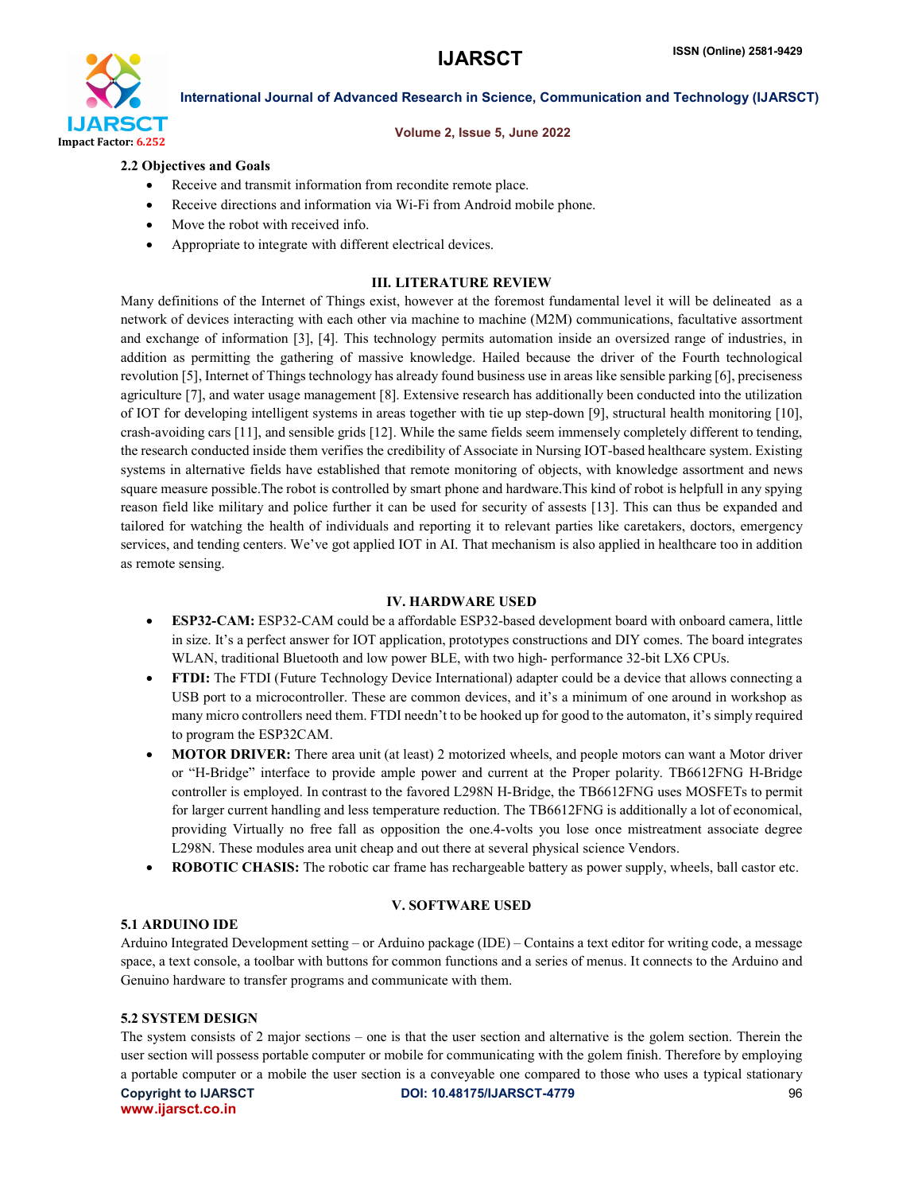### 2.2 Objectives and Goals

- Receive and transmit information from recondite remote place.
- Receive directions and information via Wi-Fi from Android mobile phone.
- Move the robot with received info.
- Appropriate to integrate with different electrical devices.

## III. LITERATURE REVIEW

Many definitions of the Internet of Things exist, however at the foremost fundamental level it will be delineated as a network of devices interacting with each other via machine to machine (M2M) communications, facultative assortment and exchange of information [3], [4]. This technology permits automation inside an oversized range of industries, in addition as permitting the gathering of massive knowledge. Hailed because the driver of the Fourth technological revolution [5], Internet of Things technology has already found business use in areas like sensible parking [6], preciseness agriculture [7], and water usage management [8]. Extensive research has additionally been conducted into the utilization of IOT for developing intelligent systems in areas together with tie up step-down [9], structural health monitoring [10], crash-avoiding cars [11], and sensible grids [12]. While the same fields seem immensely completely different to tending, the research conducted inside them verifies the credibility of Associate in Nursing IOT-based healthcare system. Existing systems in alternative fields have established that remote monitoring of objects, with knowledge assortment and news square measure possible.The robot is controlled by smart phone and hardware.This kind of robot is helpfull in any spying reason field like military and police further it can be used for security of assests [13]. This can thus be expanded and tailored for watching the health of individuals and reporting it to relevant parties like caretakers, doctors, emergency services, and tending centers. We've got applied IOT in AI. That mechanism is also applied in healthcare too in addition as remote sensing.

## IV. HARDWARE USED

- **ESP32-CAM:** ESP32-CAM could be a affordable ESP32-based development board with onboard camera, little in size. It's a perfect answer for IOT application, prototypes constructions and DIY comes. The board integrates WLAN, traditional Bluetooth and low power BLE, with two high- performance 32-bit LX6 CPUs.
- **FTDI:** The FTDI (Future Technology Device International) adapter could be a device that allows connecting a USB port to a microcontroller. These are common devices, and it's a minimum of one around in workshop as many micro controllers need them. FTDI needn't to be hooked up for good to the automaton, it's simply required to program the ESP32CAM.
- **MOTOR DRIVER:** There area unit (at least) 2 motorized wheels, and people motors can want a Motor driver or "H-Bridge" interface to provide ample power and current at the Proper polarity. TB6612FNG H-Bridge controller is employed. In contrast to the favored L298N H-Bridge, the TB6612FNG uses MOSFETs to permit for larger current handling and less temperature reduction. The TB6612FNG is additionally a lot of economical, providing Virtually no free fall as opposition the one.4-volts you lose once mistreatment associate degree L298N. These modules area unit cheap and out there at several physical science Vendors.
- **ROBOTIC CHASIS:** The robotic car frame has rechargeable battery as power supply, wheels, ball castor etc.

## V. SOFTWARE USED

### 5.1 ARDUINO IDE

Arduino Integrated Development setting – or Arduino package (IDE) – Contains a text editor for writing code, a message space, a text console, a toolbar with buttons for common functions and a series of menus. It connects to the Arduino and Genuino hardware to transfer programs and communicate with them.

### 5.2 SYSTEM DESIGN

The system consists of 2 major sections – one is that the user section and alternative is the golem section. Therein the user section will possess portable computer or mobile for communicating with the golem finish. Therefore by employing a portable computer or a mobile the user section is a conveyable one compared to those who uses a typical stationary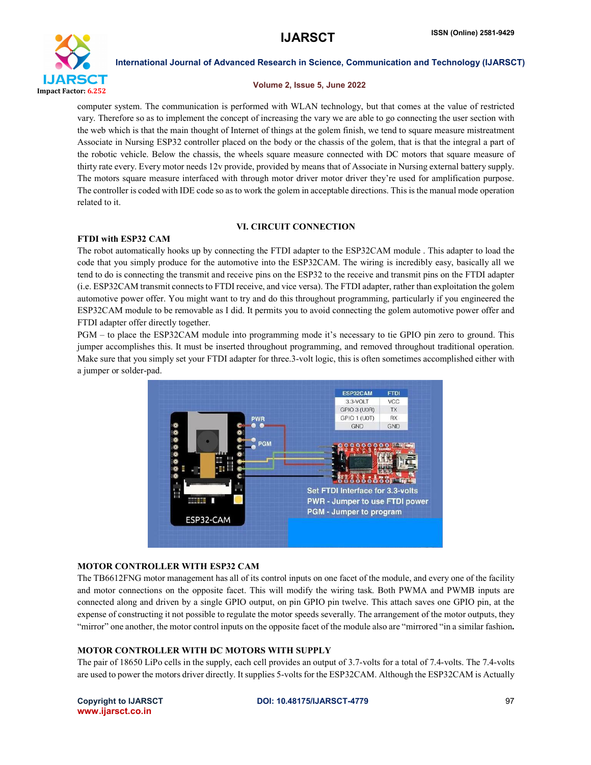computer system. The communication is performed with WLAN technology, but that comes at the value of restricted vary. Therefore so as to implement the concept of increasing the vary we are able to go connecting the user section with the web which is that the main thought of Internet of things at the golem finish, we tend to square measure mistreatment Associate in Nursing ESP32 controller placed on the body or the chassis of the golem, that is that the integral a part of the robotic vehicle. Below the chassis, the wheels square measure connected with DC motors that square measure of thirty rate every. Every motor needs 12v provide, provided by means that of Associate in Nursing external battery supply. The motors square measure interfaced with through motor driver motor driver they're used for amplification purpose. The controller is coded with IDE code so as to work the golem in acceptable directions. This is the manual mode operation related to it.

## VI. CIRCUIT CONNECTION

### FTDI with ESP32 CAM

The robot automatically hooks up by connecting the FTDI adapter to the ESP32CAM module . This adapter to load the code that you simply produce for the automotive into the ESP32CAM. The wiring is incredibly easy, basically all we tend to do is connecting the transmit and receive pins on the ESP32 to the receive and transmit pins on the FTDI adapter (i.e. ESP32CAM transmit connects to FTDI receive, and vice versa). The FTDI adapter, rather than exploitation the golem automotive power offer. You might want to try and do this throughout programming, particularly if you engineered the ESP32CAM module to be removable as I did. It permits you to avoid connecting the golem automotive power offer and FTDI adapter offer directly together.

PGM – to place the ESP32CAM module into programming mode it's necessary to tie GPIO pin zero to ground. This jumper accomplishes this. It must be inserted throughout programming, and removed throughout traditional operation. Make sure that you simply set your FTDI adapter for three.3-volt logic, this is often sometimes accomplished either with a jumper or solder-pad.

| ESP32CAM | FTDI |
| --- | --- |
| 3.3-VOLT | VCC |
| GPIO 3 (U0R) | TX |
| GPIO 1 (U0T) | RX |
| GND | GND |

PWR

PGM

ESP32-CAM

Set FTDI Interface for 3.3-volts
PWR - Jumper to use FTDI power
PGM - Jumper to program

### MOTOR CONTROLLER WITH ESP32 CAM

The TB6612FNG motor management has all of its control inputs on one facet of the module, and every one of the facility and motor connections on the opposite facet. This will modify the wiring task. Both PWMA and PWMB inputs are connected along and driven by a single GPIO output, on pin GPIO pin twelve. This attach saves one GPIO pin, at the expense of constructing it not possible to regulate the motor speeds severally. The arrangement of the motor outputs, they "mirror" one another, the motor control inputs on the opposite facet of the module also are "mirrored "in a similar fashion**.**

### MOTOR CONTROLLER WITH DC MOTORS WITH SUPPLY

The pair of 18650 LiPo cells in the supply, each cell provides an output of 3.7-volts for a total of 7.4-volts. The 7.4-volts are used to power the motors driver directly. It supplies 5-volts for the ESP32CAM. Although the ESP32CAM is Actually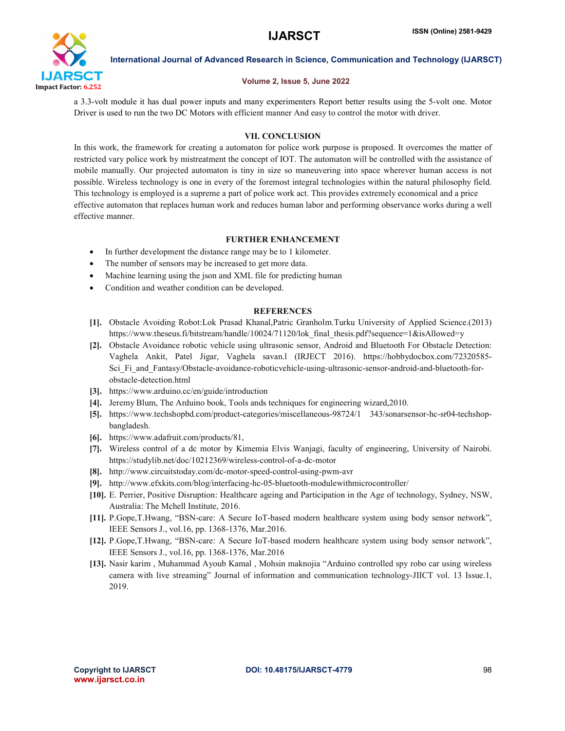a 3.3-volt module it has dual power inputs and many experimenters Report better results using the 5-volt one. Motor Driver is used to run the two DC Motors with efficient manner And easy to control the motor with driver.

## VII. CONCLUSION

In this work, the framework for creating a automaton for police work purpose is proposed. It overcomes the matter of restricted vary police work by mistreatment the concept of IOT. The automaton will be controlled with the assistance of mobile manually. Our projected automaton is tiny in size so maneuvering into space wherever human access is not possible. Wireless technology is one in every of the foremost integral technologies within the natural philosophy field. This technology is employed is a supreme a part of police work act. This provides extremely economical and a price effective automaton that replaces human work and reduces human labor and performing observance works during a well effective manner.

## FURTHER ENHANCEMENT

- In further development the distance range may be to 1 kilometer.
- The number of sensors may be increased to get more data.
- Machine learning using the json and XML file for predicting human
- Condition and weather condition can be developed.

## REFERENCES

[1]. Obstacle Avoiding Robot:Lok Prasad Khanal,Patric Granholm.Turku University of Applied Science.(2013) https://www.theseus.fi/bitstream/handle/10024/71120/lok_final_thesis.pdf?sequence=1&isAllowed=y

[2]. Obstacle Avoidance robotic vehicle using ultrasonic sensor, Android and Bluetooth For Obstacle Detection: Vaghela Ankit, Patel Jigar, Vaghela savan.l (IRJECT 2016). https://hobbydocbox.com/72320585-Sci_Fi_and_Fantasy/Obstacle-avoidance-roboticvehicle-using-ultrasonic-sensor-android-and-bluetooth-for-obstacle-detection.html

[3]. https://www.arduino.cc/en/guide/introduction

[4]. Jeremy Blum, The Arduino book, Tools ands techniques for engineering wizard,2010.

[5]. https://www.techshopbd.com/product-categories/miscellaneous-98724/1 343/sonarsensor-hc-sr04-techshop-bangladesh.

[6]. https://www.adafruit.com/products/81,

[7]. Wireless control of a dc motor by Kimemia Elvis Wanjagi, faculty of engineering, University of Nairobi. https://studylib.net/doc/10212369/wireless-control-of-a-dc-motor

[8]. http://www.circuitstoday.com/dc-motor-speed-control-using-pwm-avr

[9]. http://www.efxkits.com/blog/interfacing-hc-05-bluetooth-modulewithmicrocontroller/

[10]. E. Perrier, Positive Disruption: Healthcare ageing and Participation in the Age of technology, Sydney, NSW, Australia: The Mchell Institute, 2016.

[11]. P.Gope,T.Hwang, "BSN-care: A Secure IoT-based modern healthcare system using body sensor network", IEEE Sensors J., vol.16, pp. 1368-1376, Mar.2016.

[12]. P.Gope,T.Hwang, "BSN-care: A Secure IoT-based modern healthcare system using body sensor network", IEEE Sensors J., vol.16, pp. 1368-1376, Mar.2016

[13]. Nasir karim , Muhammad Ayoub Kamal , Mohsin maknojia "Arduino controlled spy robo car using wireless camera with live streaming" Journal of information and communication technology-JIICT vol. 13 Issue.1, 2019.